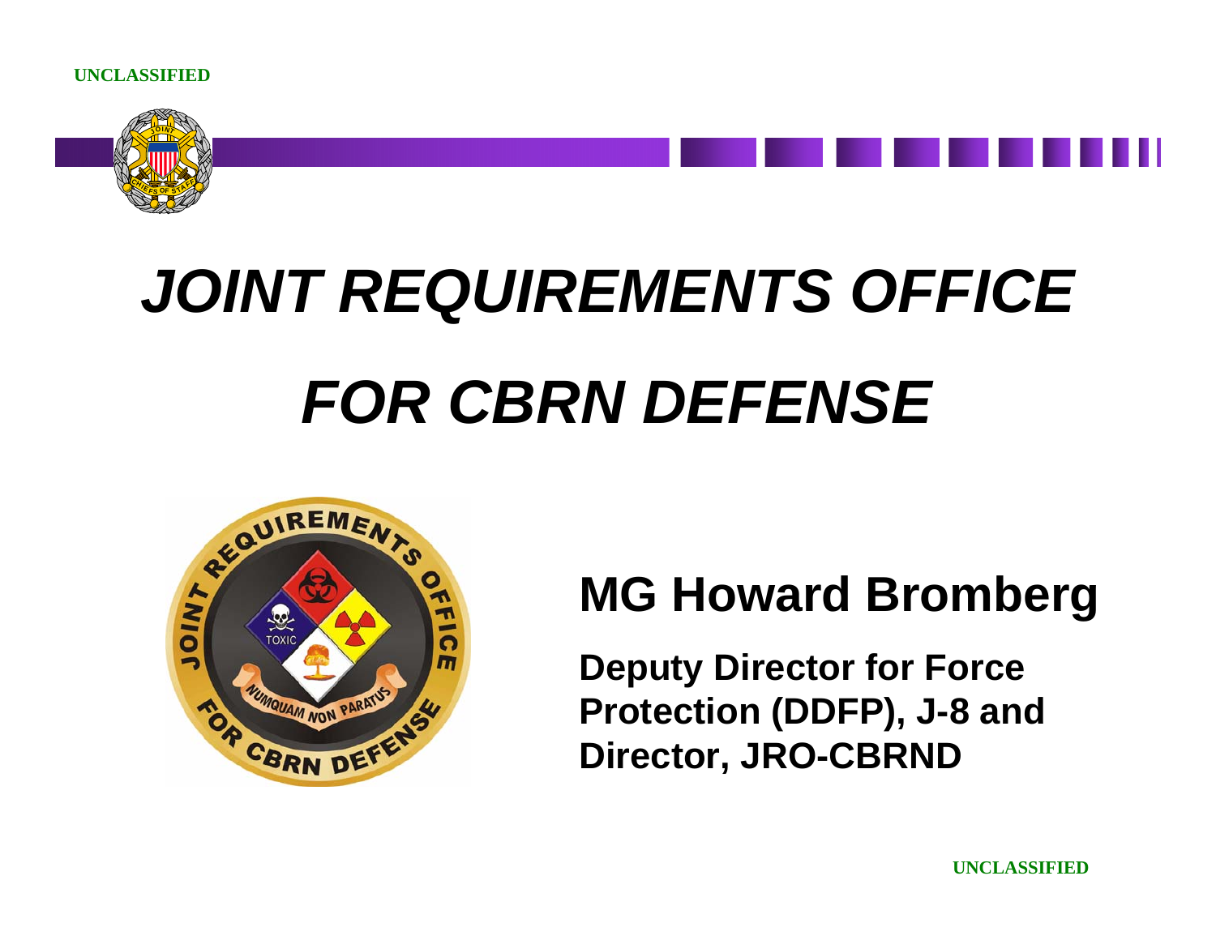UNCLASSIFIED

# *JOINT REQUIREMENTS OFFICE FOR CBRN DEFENSE*

## MG Howard Bromberg

**Deputy Director for Force Protection (DDFP), J-8 and Director, JRO-CBRND**

UNCLASSIFIED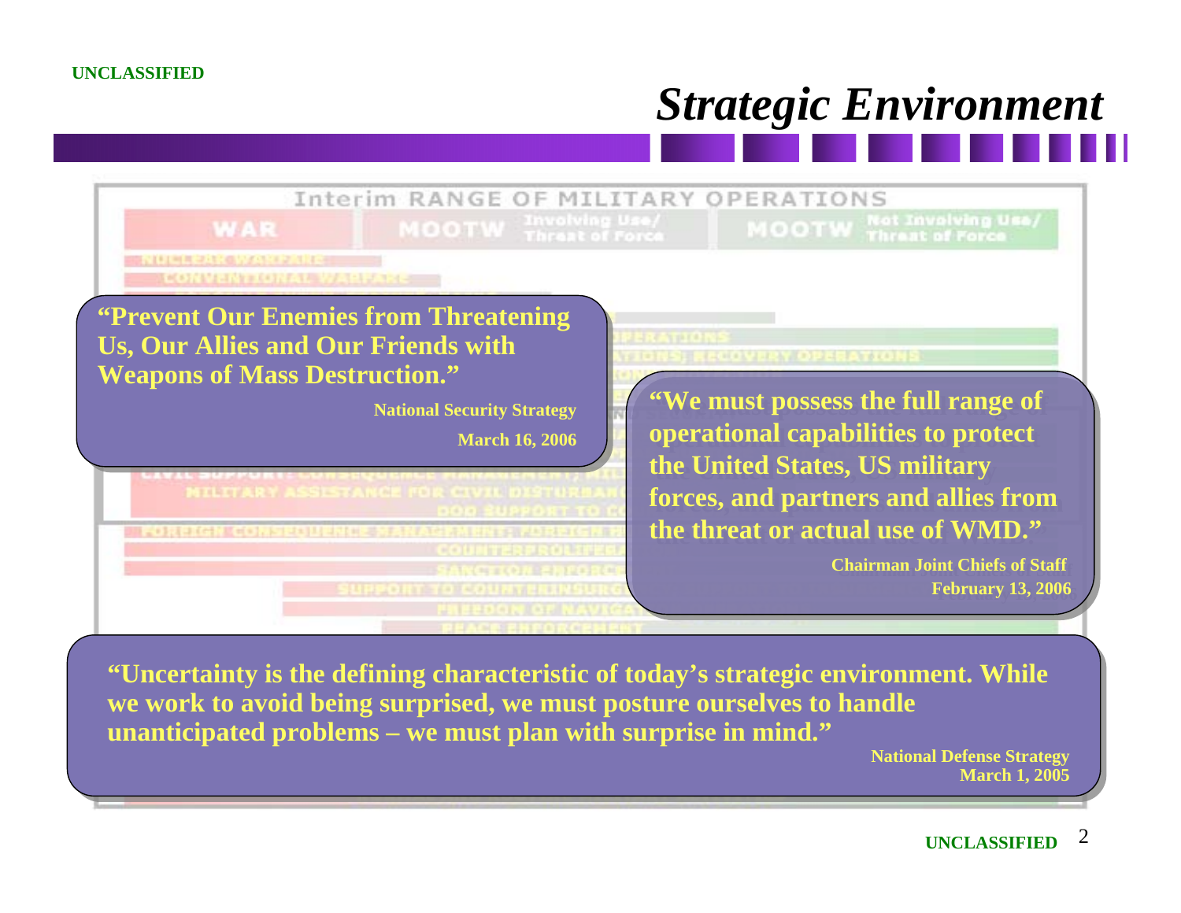# Strategic Environment

> **"Prevent Our Enemies from Threatening Us, Our Allies and Our Friends with Weapons of Mass Destruction."**
>
> **National Security Strategy**
> **March 16, 2006**

> **"We must possess the full range of operational capabilities to protect the United States, US military forces, and partners and allies from the threat or actual use of WMD."**
>
> **Chairman Joint Chiefs of Staff**
> **February 13, 2006**

> **"Uncertainty is the defining characteristic of today's strategic environment. While we work to avoid being surprised, we must posture ourselves to handle unanticipated problems – we must plan with surprise in mind."**
>
> **National Defense Strategy**
> **March 1, 2005**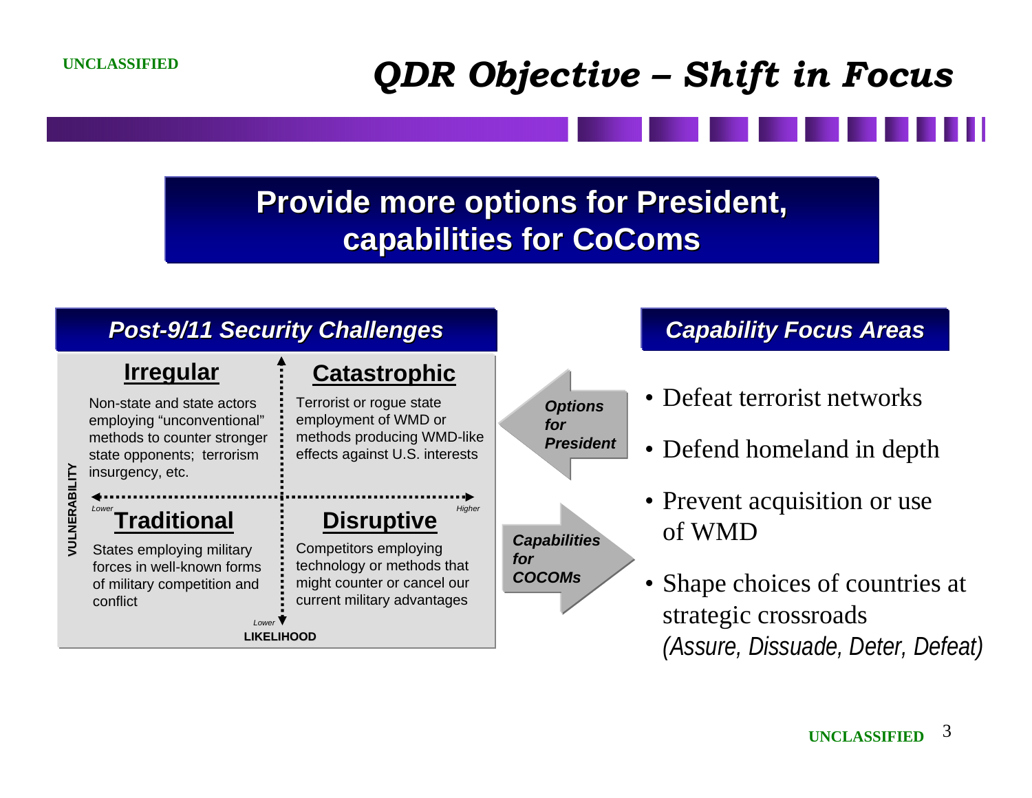# QDR Objective – Shift in Focus

## Provide more options for President, capabilities for CoComs

### Post-9/11 Security Challenges

VULNERABILITY (Lower → Higher) / LIKELIHOOD (Lower)

**Irregular**

Non-state and state actors employing "unconventional" methods to counter stronger state opponents; terrorism insurgency, etc.

**Catastrophic**

Terrorist or rogue state employment of WMD or methods producing WMD-like effects against U.S. interests

**Traditional**

States employing military forces in well-known forms of military competition and conflict

**Disruptive**

Competitors employing technology or methods that might counter or cancel our current military advantages

*Options for President* ←

→ *Capabilities for COCOMs*

### Capability Focus Areas

- Defeat terrorist networks
- Defend homeland in depth
- Prevent acquisition or use of WMD
- Shape choices of countries at strategic crossroads
  *(Assure, Dissuade, Deter, Defeat)*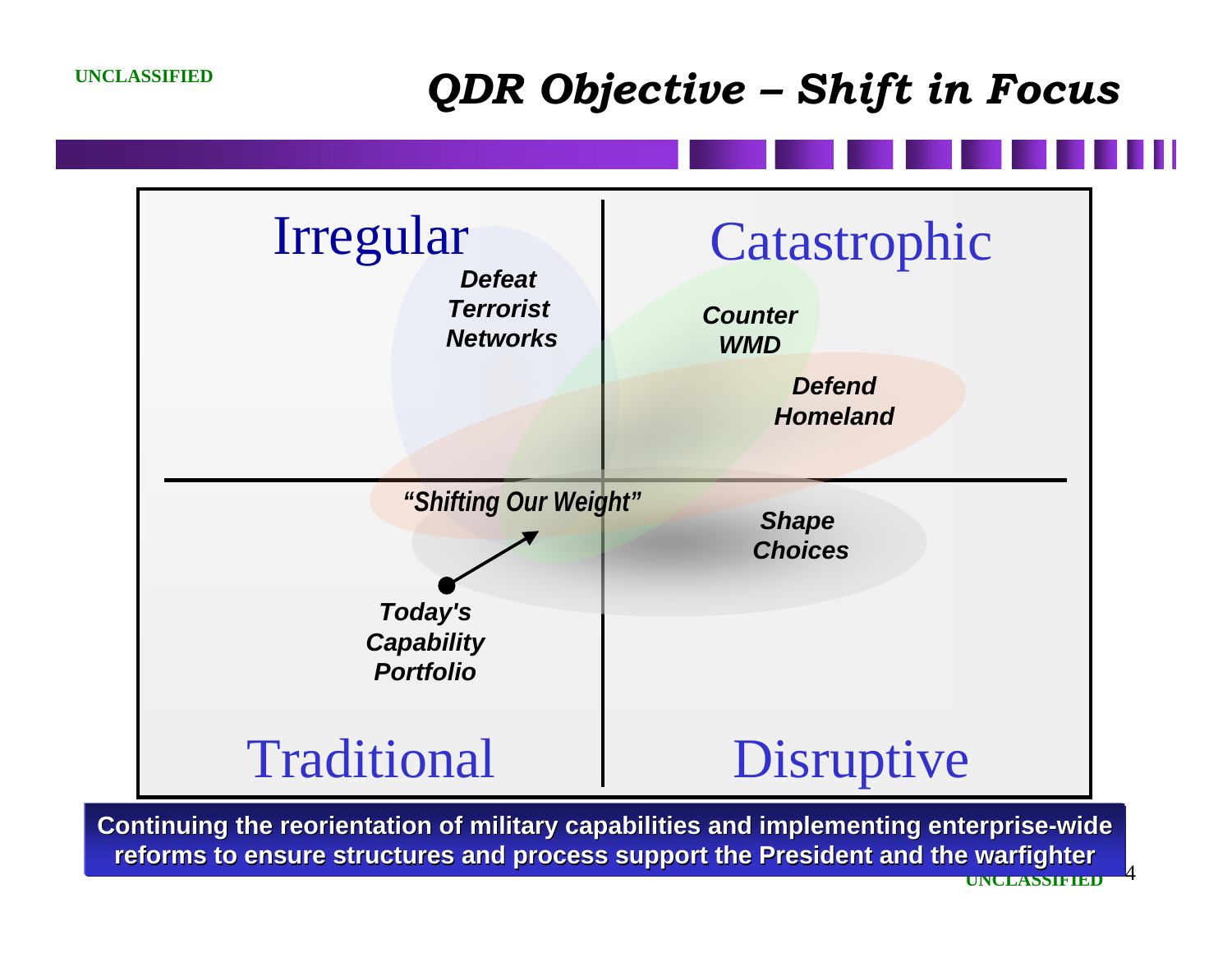# QDR Objective – Shift in Focus

Irregular

*Defeat Terrorist Networks*

Catastrophic

*Counter WMD*

*Defend Homeland*

*"Shifting Our Weight"*

*Shape Choices*

*Today's Capability Portfolio*

Traditional

Disruptive

**Continuing the reorientation of military capabilities and implementing enterprise-wide reforms to ensure structures and process support the President and the warfighter**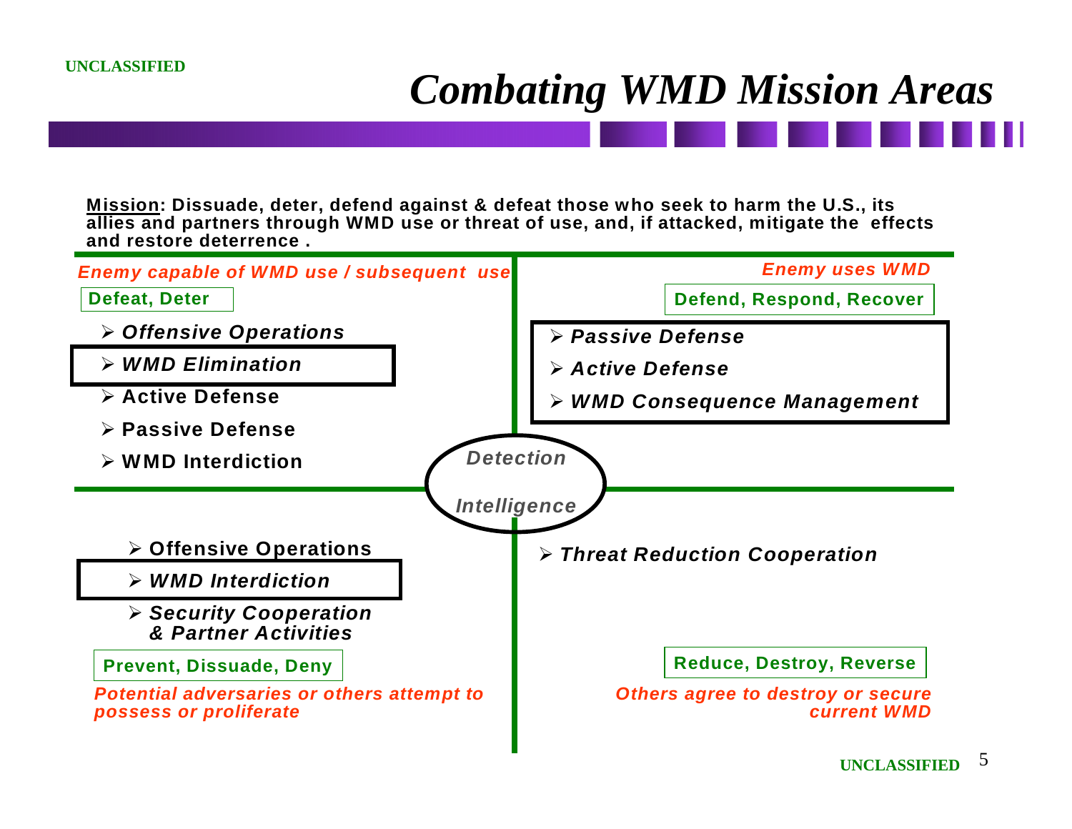# *Combating WMD Mission Areas*

**<u>Mission</u>: Dissuade, deter, defend against & defeat those who seek to harm the U.S., its allies and partners through WMD use or threat of use, and, if attacked, mitigate the effects and restore deterrence .**

## *Enemy capable of WMD use / subsequent use*

**Defeat, Deter**

- ***Offensive Operations***
- ***WMD Elimination***
- **Active Defense**
- **Passive Defense**
- **WMD Interdiction**

## *Enemy uses WMD*

**Defend, Respond, Recover**

- ***Passive Defense***
- ***Active Defense***
- ***WMD Consequence Management***

***Detection***

***Intelligence***

## *Potential adversaries or others attempt to possess or proliferate*

**Prevent, Dissuade, Deny**

- **Offensive Operations**
- ***WMD Interdiction***
- ***Security Cooperation & Partner Activities***

## *Others agree to destroy or secure current WMD*

**Reduce, Destroy, Reverse**

- ***Threat Reduction Cooperation***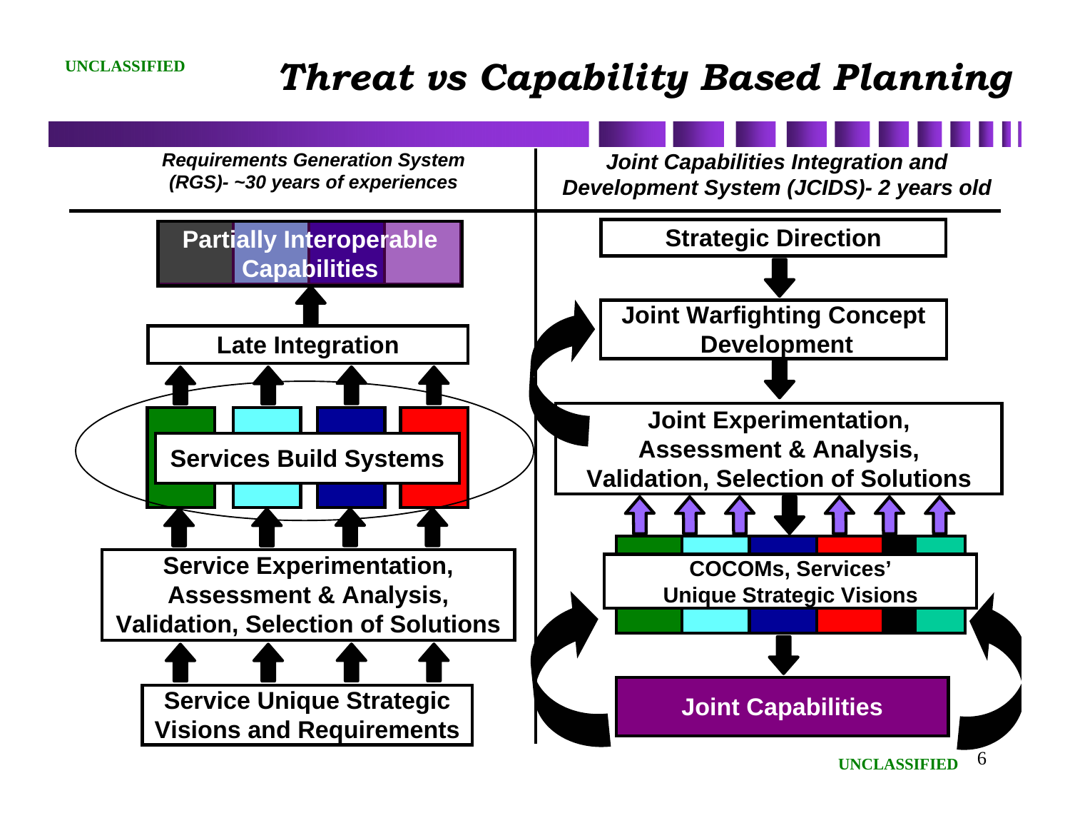# Threat vs Capability Based Planning

| *Requirements Generation System (RGS)- ~30 years of experiences* | *Joint Capabilities Integration and Development System (JCIDS)- 2 years old* |
| --- | --- |
| **Partially Interoperable Capabilities** | **Strategic Direction** |
| **Late Integration** | **Joint Warfighting Concept Development** |
| **Services Build Systems** | **Joint Experimentation, Assessment & Analysis, Validation, Selection of Solutions** |
| **Service Experimentation, Assessment & Analysis, Validation, Selection of Solutions** | **COCOMs, Services' Unique Strategic Visions** |
| **Service Unique Strategic Visions and Requirements** | **Joint Capabilities** |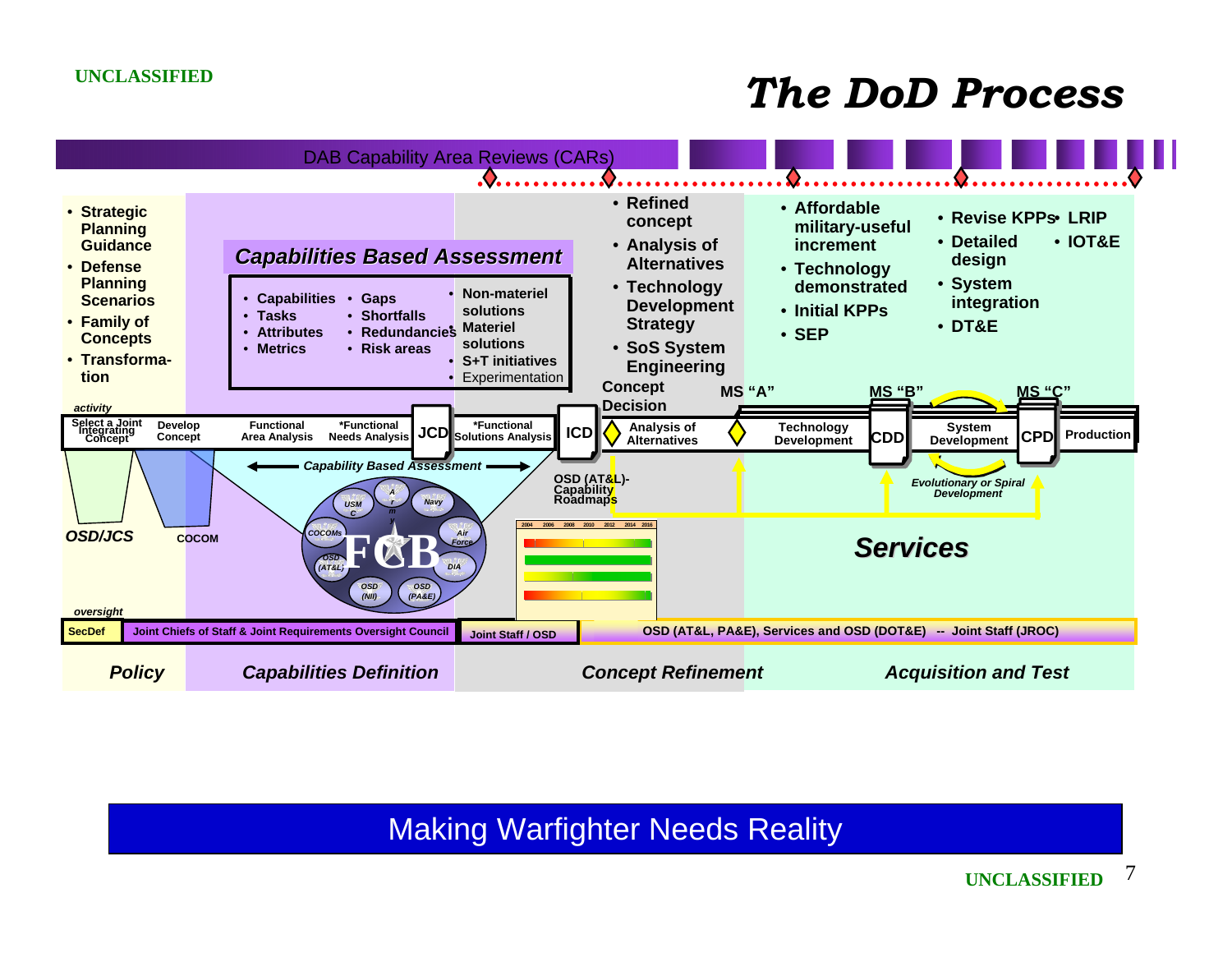# The DoD Process

DAB Capability Area Reviews (CARs)

- Strategic Planning Guidance
- Defense Planning Scenarios
- Family of Concepts
- Transformation

## Capabilities Based Assessment

- Capabilities
- Tasks
- Attributes
- Metrics
- Gaps
- Shortfalls
- Redundancies
- Risk areas
- Non-materiel solutions
- Materiel solutions
- S+T initiatives
- Experimentation

- Refined concept
- Analysis of Alternatives
- Technology Development Strategy
- SoS System Engineering

Concept Decision

- Affordable military-useful increment
- Technology demonstrated
- Initial KPPs
- SEP

- Revise KPPs
- Detailed design
- System integration
- DT&E

- LRIP
- IOT&E

MS "A" MS "B" MS "C"

*activity*

Select a Joint Integrating Concept → Develop Concept → Functional Area Analysis → *Functional Needs Analysis → JCD → *Functional Solutions Analysis → ICD → Analysis of Alternatives → Technology Development → CDD → System Development → CPD → Production

*Capability Based Assessment*

*Evolutionary or Spiral Development*

OSD (AT&L)-Capability Roadmaps

FCB: USMC, Army, Navy, Air Force, COCOMs, OSD (AT&L), DIA, OSD (NII), OSD (PA&E)

**OSD/JCS** COCOM

***Services***

*oversight*

SecDef | Joint Chiefs of Staff & Joint Requirements Oversight Council | Joint Staff / OSD | OSD (AT&L, PA&E), Services and OSD (DOT&E) -- Joint Staff (JROC)

*Policy* | *Capabilities Definition* | *Concept Refinement* | *Acquisition and Test*

Making Warfighter Needs Reality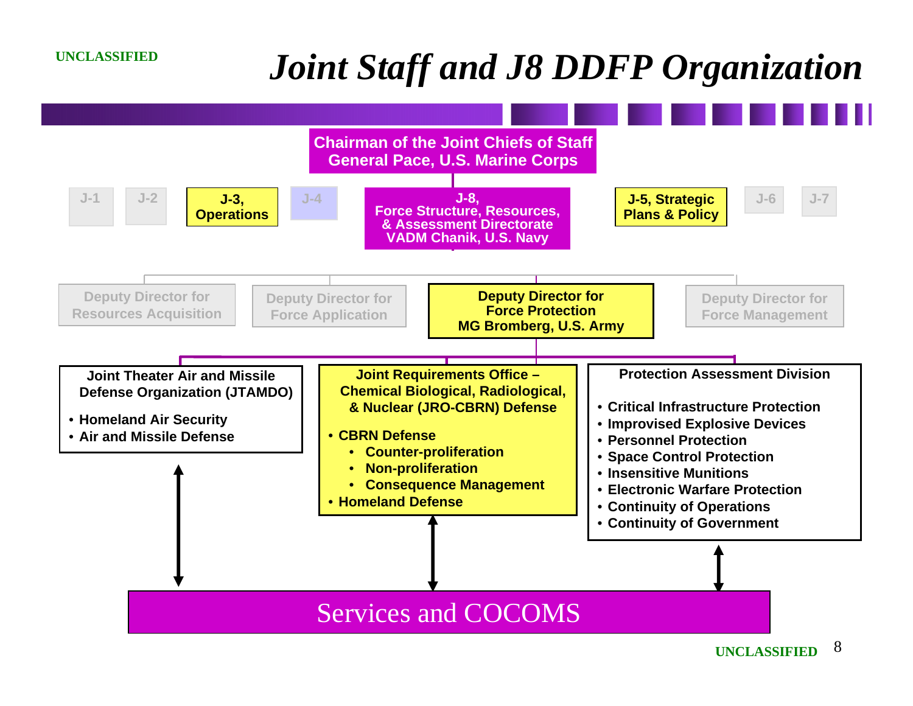UNCLASSIFIED

# Joint Staff and J8 DDFP Organization

**Chairman of the Joint Chiefs of Staff**
**General Pace, U.S. Marine Corps**

- J-1
- J-2
- **J-3, Operations**
- J-4
- **J-8, Force Structure, Resources, & Assessment Directorate — VADM Chanik, U.S. Navy**
- **J-5, Strategic Plans & Policy**
- J-6
- J-7

Under J-8:

- Deputy Director for Resources Acquisition
- Deputy Director for Force Application
- **Deputy Director for Force Protection — MG Bromberg, U.S. Army**
- Deputy Director for Force Management

Under Deputy Director for Force Protection:

**Joint Theater Air and Missile Defense Organization (JTAMDO)**

- Homeland Air Security
- Air and Missile Defense

**Joint Requirements Office – Chemical Biological, Radiological, & Nuclear (JRO-CBRN) Defense**

- CBRN Defense
  - Counter-proliferation
  - Non-proliferation
  - Consequence Management
- Homeland Defense

**Protection Assessment Division**

- Critical Infrastructure Protection
- Improvised Explosive Devices
- Personnel Protection
- Space Control Protection
- Insensitive Munitions
- Electronic Warfare Protection
- Continuity of Operations
- Continuity of Government

Each of these three organizations interacts with:

**Services and COCOMS**

UNCLASSIFIED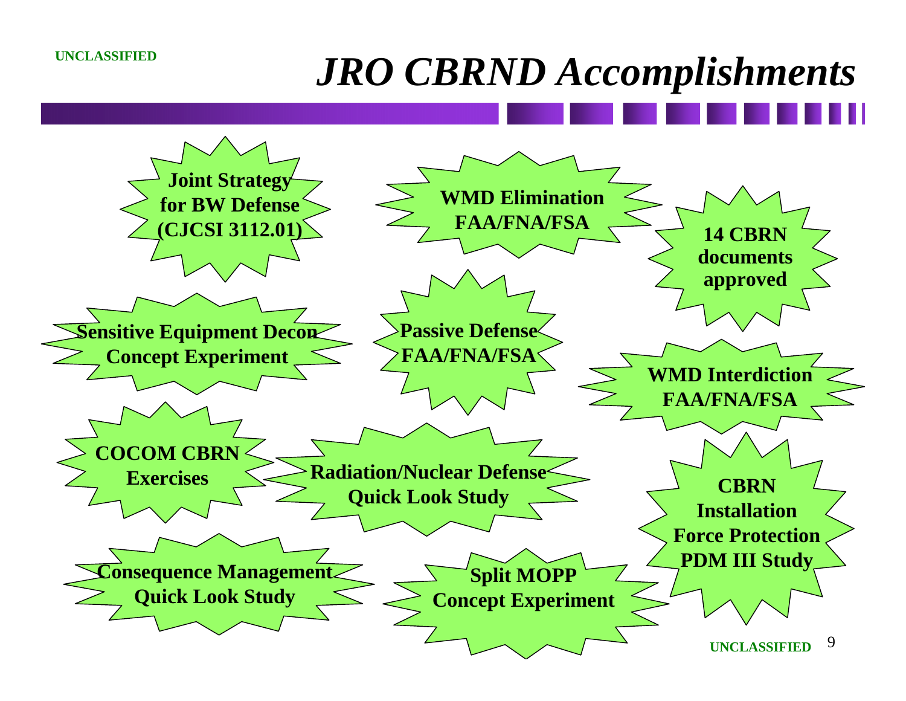# *JRO CBRND Accomplishments*

- **Joint Strategy for BW Defense (CJCSI 3112.01)**
- **WMD Elimination FAA/FNA/FSA**
- **14 CBRN documents approved**
- **Sensitive Equipment Decon Concept Experiment**
- **Passive Defense FAA/FNA/FSA**
- **WMD Interdiction FAA/FNA/FSA**
- **COCOM CBRN Exercises**
- **Radiation/Nuclear Defense Quick Look Study**
- **CBRN Installation Force Protection PDM III Study**
- **Consequence Management Quick Look Study**
- **Split MOPP Concept Experiment**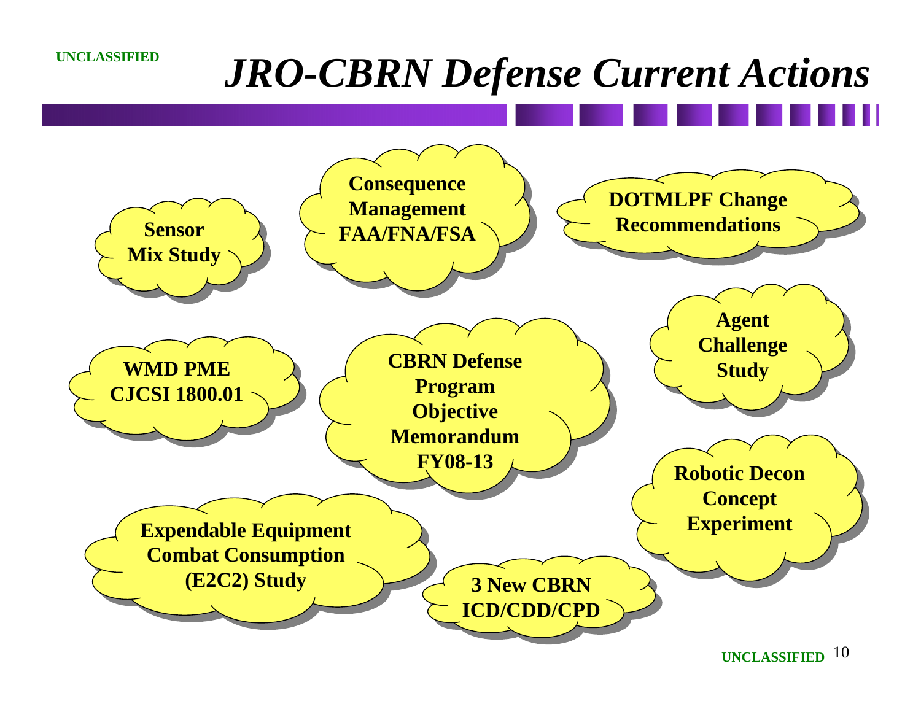# *JRO-CBRN Defense Current Actions*

- **Sensor Mix Study**
- **Consequence Management FAA/FNA/FSA**
- **DOTMLPF Change Recommendations**
- **WMD PME CJCSI 1800.01**
- **CBRN Defense Program Objective Memorandum FY08-13**
- **Agent Challenge Study**
- **Robotic Decon Concept Experiment**
- **Expendable Equipment Combat Consumption (E2C2) Study**
- **3 New CBRN ICD/CDD/CPD**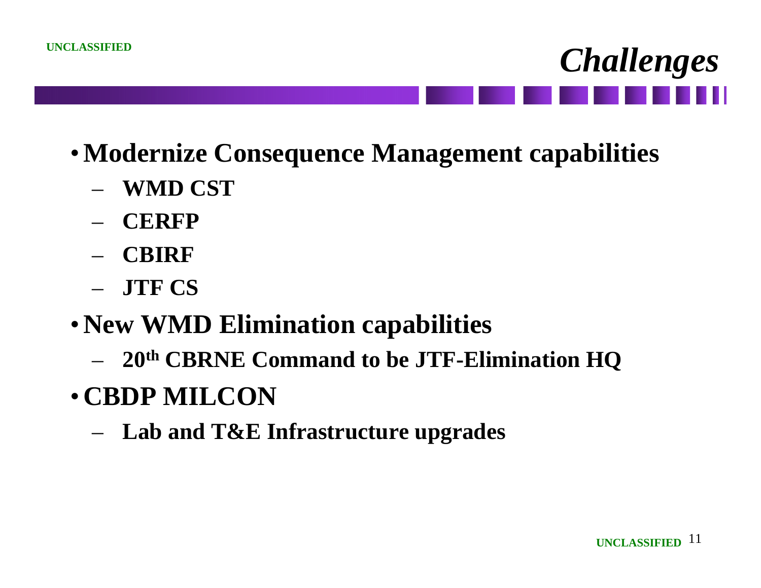# *Challenges*

- **Modernize Consequence Management capabilities**
  - **WMD CST**
  - **CERFP**
  - **CBIRF**
  - **JTF CS**
- **New WMD Elimination capabilities**
  - **20th CBRNE Command to be JTF-Elimination HQ**
- **CBDP MILCON**
  - **Lab and T&E Infrastructure upgrades**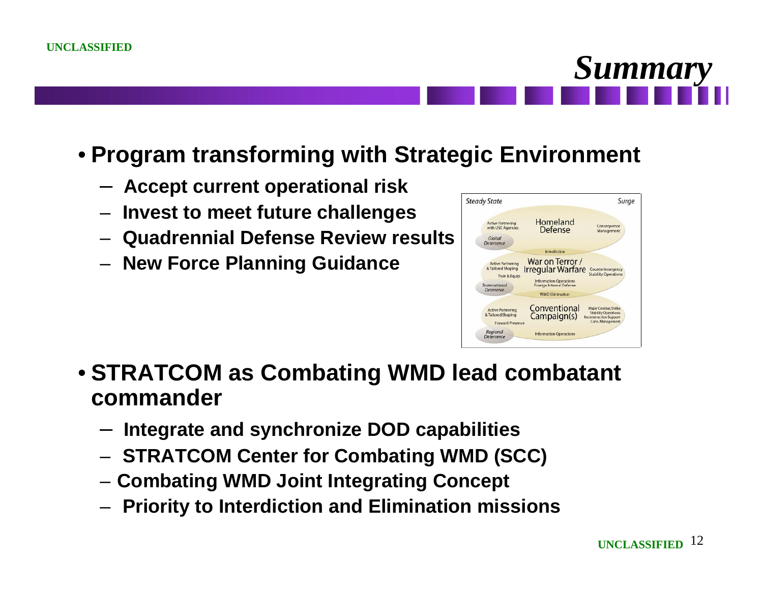# *Summary*

- **Program transforming with Strategic Environment**
  - **Accept current operational risk**
  - **Invest to meet future challenges**
  - **Quadrennial Defense Review results**
  - **New Force Planning Guidance**

- **STRATCOM as Combating WMD lead combatant commander**
  - **Integrate and synchronize DOD capabilities**
  - **STRATCOM Center for Combating WMD (SCC)**
  - **Combating WMD Joint Integrating Concept**
  - **Priority to Interdiction and Elimination missions**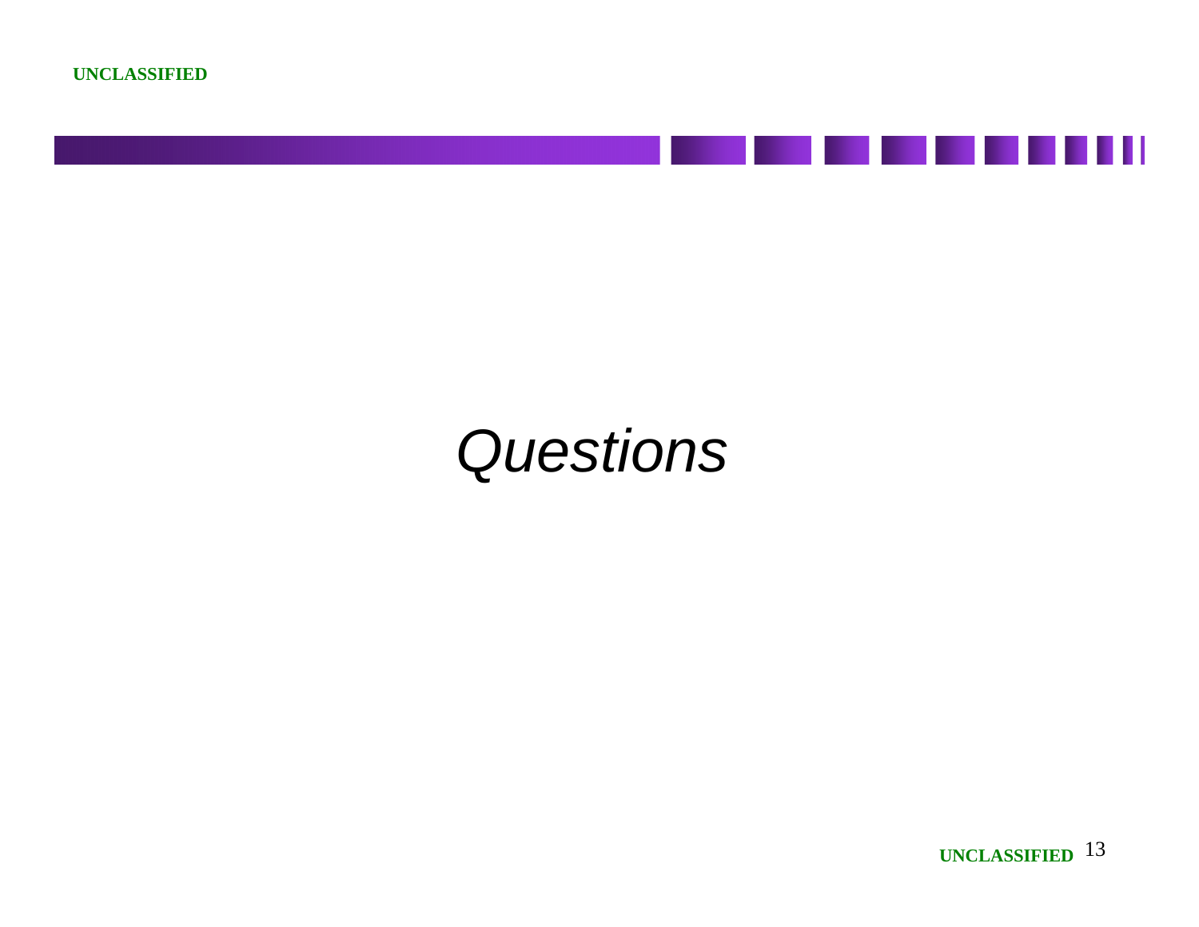*Questions*